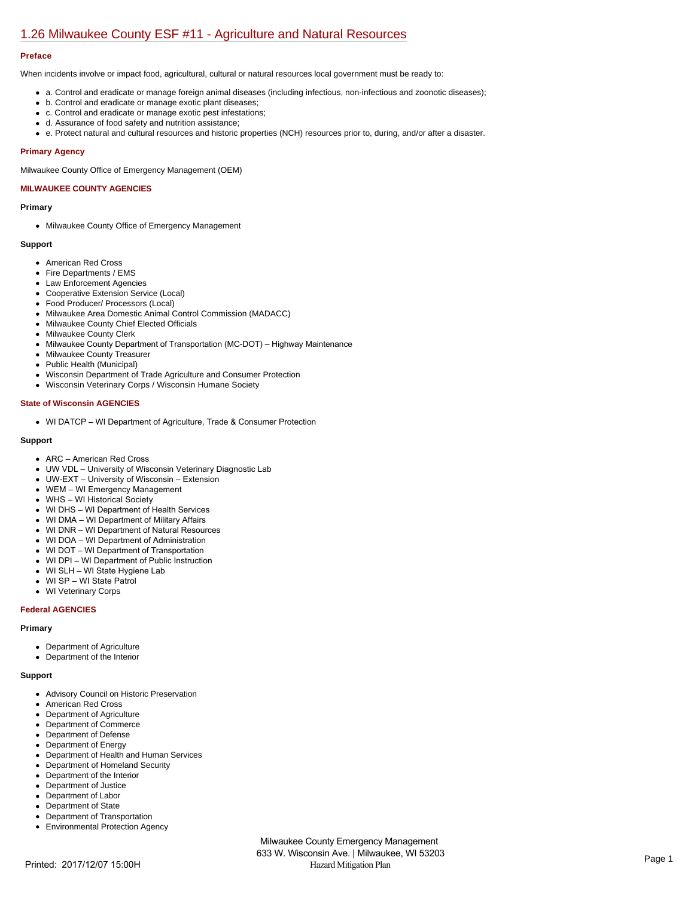# 1.26 Milwaukee County ESF #11 - Agriculture and Natural Resources

### Preface

When incidents involve or impact food, agricultural, cultural or natural resources local government must be ready to:

- a. Control and eradicate or manage foreign animal diseases (including infectious, non-infectious and zoonotic diseases);
- b. Control and eradicate or manage exotic plant diseases;
- c. Control and eradicate or manage exotic pest infestations;
- d. Assurance of food safety and nutrition assistance;
- e. Protect natural and cultural resources and historic properties (NCH) resources prior to, during, and/or after a disaster.

### Primary Agency

Milwaukee County Office of Emergency Management (OEM)

### MILWAUKEE COUNTY AGENCIES

#### Primary

- Milwaukee County Office of Emergency Management

#### Support

- American Red Cross
- Fire Departments / EMS
- Law Enforcement Agencies
- Cooperative Extension Service (Local)
- Food Producer/ Processors (Local)
- Milwaukee Area Domestic Animal Control Commission (MADACC)
- Milwaukee County Chief Elected Officials
- Milwaukee County Clerk
- Milwaukee County Department of Transportation (MC-DOT) – Highway Maintenance
- Milwaukee County Treasurer
- Public Health (Municipal)
- Wisconsin Department of Trade Agriculture and Consumer Protection
- Wisconsin Veterinary Corps / Wisconsin Humane Society

### State of Wisconsin AGENCIES

- WI DATCP – WI Department of Agriculture, Trade & Consumer Protection

#### Support

- ARC – American Red Cross
- UW VDL – University of Wisconsin Veterinary Diagnostic Lab
- UW-EXT – University of Wisconsin – Extension
- WEM – WI Emergency Management
- WHS – WI Historical Society
- WI DHS – WI Department of Health Services
- WI DMA – WI Department of Military Affairs
- WI DNR – WI Department of Natural Resources
- WI DOA – WI Department of Administration
- WI DOT – WI Department of Transportation
- WI DPI – WI Department of Public Instruction
- WI SLH – WI State Hygiene Lab
- WI SP – WI State Patrol
- WI Veterinary Corps

### Federal AGENCIES

#### Primary

- Department of Agriculture
- Department of the Interior

#### Support

- Advisory Council on Historic Preservation
- American Red Cross
- Department of Agriculture
- Department of Commerce
- Department of Defense
- Department of Energy
- Department of Health and Human Services
- Department of Homeland Security
- Department of the Interior
- Department of Justice
- Department of Labor
- Department of State
- Department of Transportation
- Environmental Protection Agency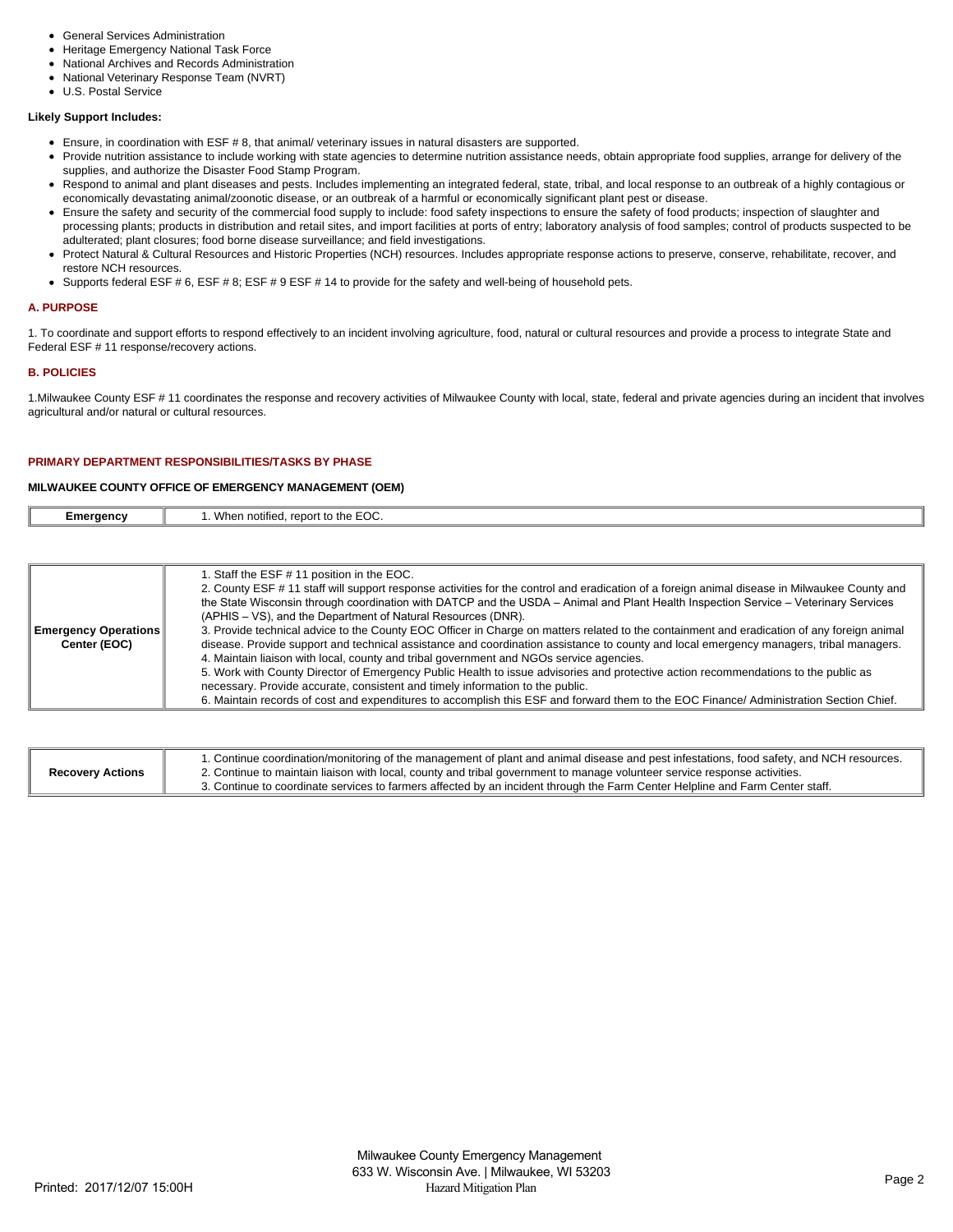- General Services Administration
- Heritage Emergency National Task Force
- National Archives and Records Administration
- National Veterinary Response Team (NVRT)
- U.S. Postal Service

**Likely Support Includes:**

- Ensure, in coordination with ESF # 8, that animal/ veterinary issues in natural disasters are supported.
- Provide nutrition assistance to include working with state agencies to determine nutrition assistance needs, obtain appropriate food supplies, arrange for delivery of the supplies, and authorize the Disaster Food Stamp Program.
- Respond to animal and plant diseases and pests. Includes implementing an integrated federal, state, tribal, and local response to an outbreak of a highly contagious or economically devastating animal/zoonotic disease, or an outbreak of a harmful or economically significant plant pest or disease.
- Ensure the safety and security of the commercial food supply to include: food safety inspections to ensure the safety of food products; inspection of slaughter and processing plants; products in distribution and retail sites, and import facilities at ports of entry; laboratory analysis of food samples; control of products suspected to be adulterated; plant closures; food borne disease surveillance; and field investigations.
- Protect Natural & Cultural Resources and Historic Properties (NCH) resources. Includes appropriate response actions to preserve, conserve, rehabilitate, recover, and restore NCH resources.
- Supports federal ESF # 6, ESF # 8; ESF # 9 ESF # 14 to provide for the safety and well-being of household pets.

### A. PURPOSE

1. To coordinate and support efforts to respond effectively to an incident involving agriculture, food, natural or cultural resources and provide a process to integrate State and Federal ESF # 11 response/recovery actions.

### B. POLICIES

1.Milwaukee County ESF # 11 coordinates the response and recovery activities of Milwaukee County with local, state, federal and private agencies during an incident that involves agricultural and/or natural or cultural resources.

### PRIMARY DEPARTMENT RESPONSIBILITIES/TASKS BY PHASE

#### MILWAUKEE COUNTY OFFICE OF EMERGENCY MANAGEMENT (OEM)

| Emergency | 1. When notified, report to the EOC. |
|---|---|

| Emergency Operations Center (EOC) | 1. Staff the ESF # 11 position in the EOC.<br>2. County ESF # 11 staff will support response activities for the control and eradication of a foreign animal disease in Milwaukee County and the State Wisconsin through coordination with DATCP and the USDA – Animal and Plant Health Inspection Service – Veterinary Services (APHIS – VS), and the Department of Natural Resources (DNR).<br>3. Provide technical advice to the County EOC Officer in Charge on matters related to the containment and eradication of any foreign animal disease. Provide support and technical assistance and coordination assistance to county and local emergency managers, tribal managers.<br>4. Maintain liaison with local, county and tribal government and NGOs service agencies.<br>5. Work with County Director of Emergency Public Health to issue advisories and protective action recommendations to the public as necessary. Provide accurate, consistent and timely information to the public.<br>6. Maintain records of cost and expenditures to accomplish this ESF and forward them to the EOC Finance/ Administration Section Chief. |
|---|---|

| Recovery Actions | 1. Continue coordination/monitoring of the management of plant and animal disease and pest infestations, food safety, and NCH resources.<br>2. Continue to maintain liaison with local, county and tribal government to manage volunteer service response activities.<br>3. Continue to coordinate services to farmers affected by an incident through the Farm Center Helpline and Farm Center staff. |
|---|---|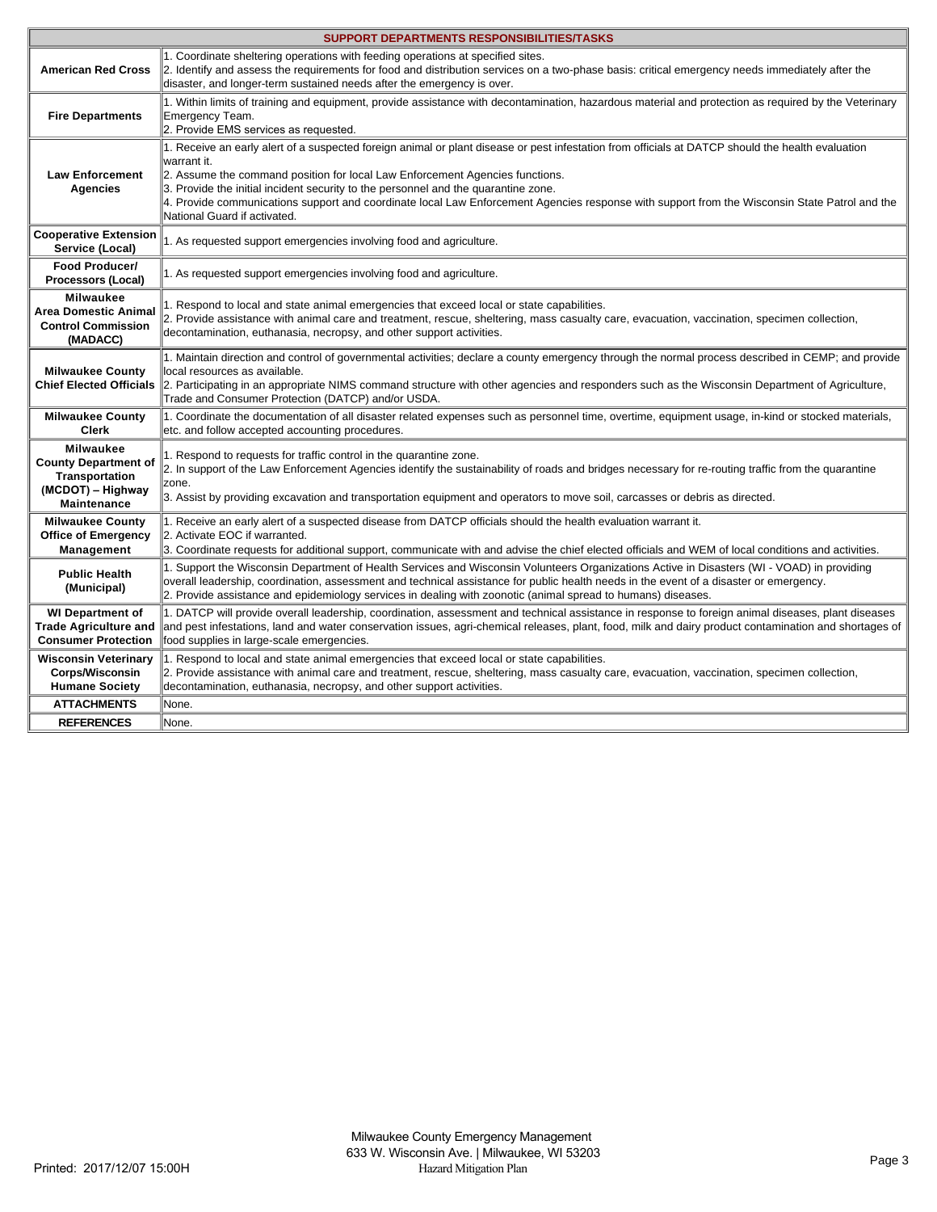| SUPPORT DEPARTMENTS RESPONSIBILITIES/TASKS | |
|---|---|
| **American Red Cross** | 1. Coordinate sheltering operations with feeding operations at specified sites.<br>2. Identify and assess the requirements for food and distribution services on a two-phase basis: critical emergency needs immediately after the disaster, and longer-term sustained needs after the emergency is over. |
| **Fire Departments** | 1. Within limits of training and equipment, provide assistance with decontamination, hazardous material and protection as required by the Veterinary Emergency Team.<br>2. Provide EMS services as requested. |
| **Law Enforcement Agencies** | 1. Receive an early alert of a suspected foreign animal or plant disease or pest infestation from officials at DATCP should the health evaluation warrant it.<br>2. Assume the command position for local Law Enforcement Agencies functions.<br>3. Provide the initial incident security to the personnel and the quarantine zone.<br>4. Provide communications support and coordinate local Law Enforcement Agencies response with support from the Wisconsin State Patrol and the National Guard if activated. |
| **Cooperative Extension Service (Local)** | 1. As requested support emergencies involving food and agriculture. |
| **Food Producer/ Processors (Local)** | 1. As requested support emergencies involving food and agriculture. |
| **Milwaukee Area Domestic Animal Control Commission (MADACC)** | 1. Respond to local and state animal emergencies that exceed local or state capabilities.<br>2. Provide assistance with animal care and treatment, rescue, sheltering, mass casualty care, evacuation, vaccination, specimen collection, decontamination, euthanasia, necropsy, and other support activities. |
| **Milwaukee County Chief Elected Officials** | 1. Maintain direction and control of governmental activities; declare a county emergency through the normal process described in CEMP; and provide local resources as available.<br>2. Participating in an appropriate NIMS command structure with other agencies and responders such as the Wisconsin Department of Agriculture, Trade and Consumer Protection (DATCP) and/or USDA. |
| **Milwaukee County Clerk** | 1. Coordinate the documentation of all disaster related expenses such as personnel time, overtime, equipment usage, in-kind or stocked materials, etc. and follow accepted accounting procedures. |
| **Milwaukee County Department of Transportation (MCDOT) – Highway Maintenance** | 1. Respond to requests for traffic control in the quarantine zone.<br>2. In support of the Law Enforcement Agencies identify the sustainability of roads and bridges necessary for re-routing traffic from the quarantine zone.<br>3. Assist by providing excavation and transportation equipment and operators to move soil, carcasses or debris as directed. |
| **Milwaukee County Office of Emergency Management** | 1. Receive an early alert of a suspected disease from DATCP officials should the health evaluation warrant it.<br>2. Activate EOC if warranted.<br>3. Coordinate requests for additional support, communicate with and advise the chief elected officials and WEM of local conditions and activities. |
| **Public Health (Municipal)** | 1. Support the Wisconsin Department of Health Services and Wisconsin Volunteers Organizations Active in Disasters (WI - VOAD) in providing overall leadership, coordination, assessment and technical assistance for public health needs in the event of a disaster or emergency.<br>2. Provide assistance and epidemiology services in dealing with zoonotic (animal spread to humans) diseases. |
| **WI Department of Trade Agriculture and Consumer Protection** | 1. DATCP will provide overall leadership, coordination, assessment and technical assistance in response to foreign animal diseases, plant diseases and pest infestations, land and water conservation issues, agri-chemical releases, plant, food, milk and dairy product contamination and shortages of food supplies in large-scale emergencies. |
| **Wisconsin Veterinary Corps/Wisconsin Humane Society** | 1. Respond to local and state animal emergencies that exceed local or state capabilities.<br>2. Provide assistance with animal care and treatment, rescue, sheltering, mass casualty care, evacuation, vaccination, specimen collection, decontamination, euthanasia, necropsy, and other support activities. |
| **ATTACHMENTS** | None. |
| **REFERENCES** | None. |

Printed: 2017/12/07 15:00H

Milwaukee County Emergency Management
633 W. Wisconsin Ave. | Milwaukee, WI 53203
Hazard Mitigation Plan